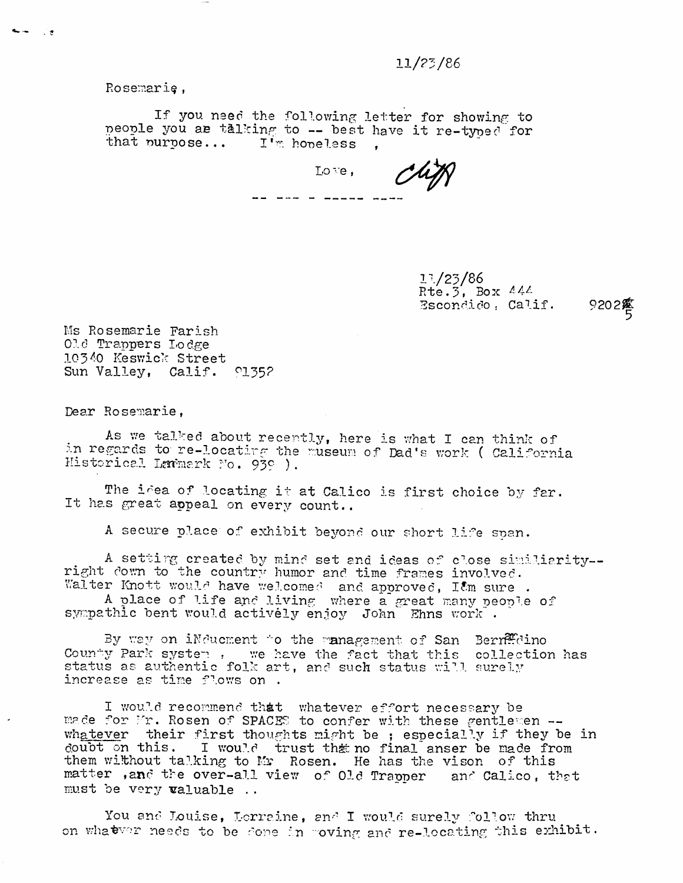11/23/86

Rosemarie,

If you need the following letter for showing to people you ae talking to -- best have it re-typed for that purpose... I'm hopeless ,

Love, Cliff

-- --- - ----- ----

11/23/86
Rte.3, Box 444
Escondido, Calif. 92025

Ms Rosemarie Farish
Old Trappers Lodge
10340 Keswick Street
Sun Valley, Calif. 91352

Dear Rosemarie,

As we talked about recently, here is what I can think of in regards to re-locating the museum of Dad's work ( California Historical Lanmark No. 939 ).

The idea of locating it at Calico is first choice by far. It has great appeal on every count..

A secure place of exhibit beyond our short life span.

A setting created by mind set and ideas of close similiarity-- right down to the country humor and time frames involved. Walter Knott would have welcomed and approved, I'm sure .

A place of life and living where a great many people of sympathic bent would actively enjoy John Ehns work .

By way on iNducment to the management of San Bernardino County Park system , we have the fact that this collection has status as authentic folk art, and such status will surely increase as time flows on .

I would recommend that whatever effort necessary be made for Mr. Rosen of SPACES to confer with these gentlemen -- whatever their first thoughts might be ; especially if they be in doubt on this. I would trust that no final anser be made from them without talking to Mr Rosen. He has the vison of this matter ,and the over-all view of Old Trapper and Calico, that must be very valuable ..

You and Louise, Lorraine, and I would surely follow thru on whatever needs to be done in moving and re-locating this exhibit.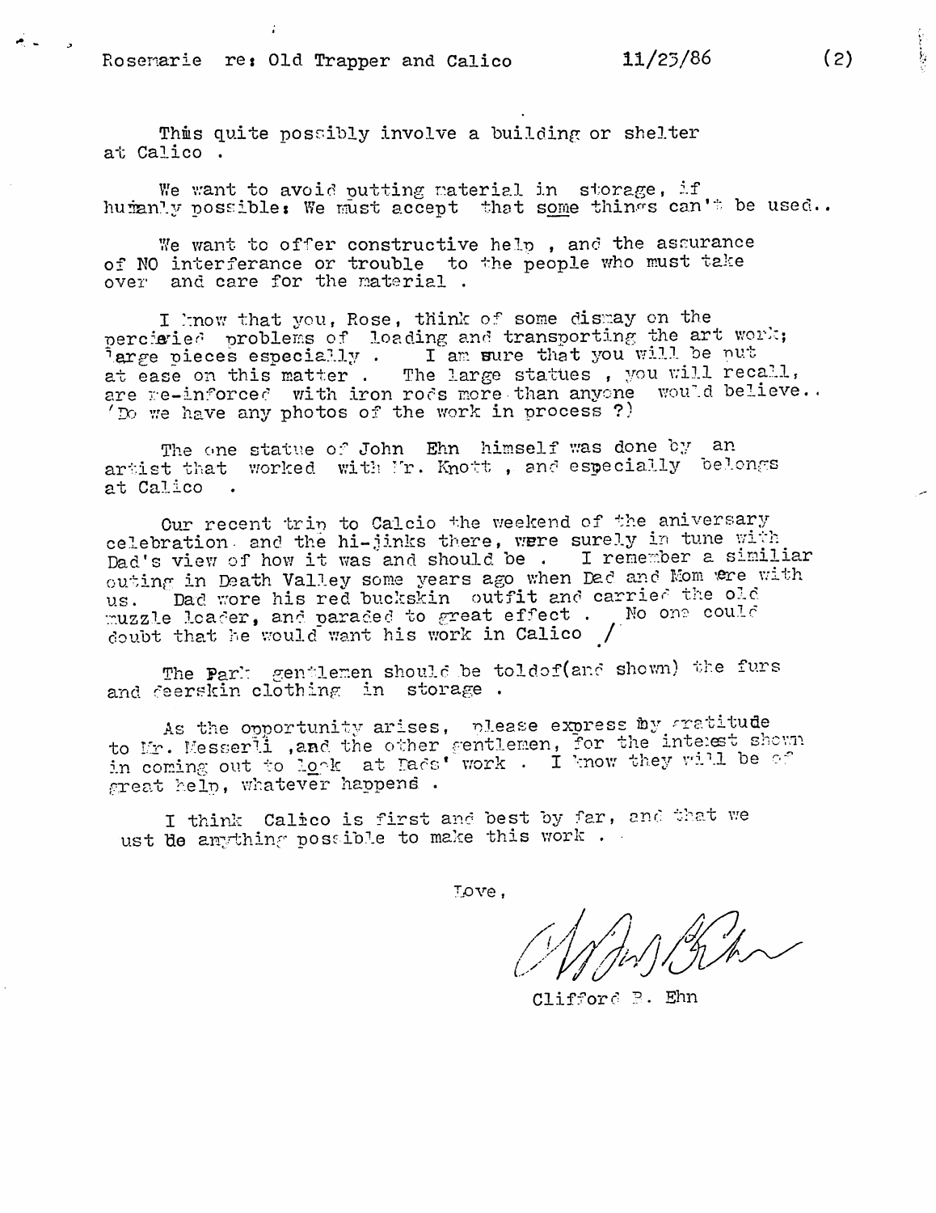Rosemarie re: Old Trapper and Calico 11/23/86 (2)

This quite possibly involve a building or shelter at Calico .

We want to avoid putting material in storage, if humanly possible: We must accept that some things can't be used..

We want to offer constructive help , and the assurance of NO interferance or trouble to the people who must take over and care for the material .

I know that you, Rose, think of some dismay on the perceived problems of loading and transporting the art work; large pieces especially . I am sure that you will be put at ease on this matter . The large statues , you will recall, are re-inforced with iron rods more than anyone would believe.. (Do we have any photos of the work in process ?)

The one statue of John Ehn himself was done by an artist that worked with Mr. Knott , and especially belongs at Calico .

Our recent trip to Calcio the weekend of the aniversary celebration and the hi-jinks there, were surely in tune with Dad's view of how it was and should be . I remember a similiar outing in Death Valley some years ago when Dad and Mom were with us. Dad wore his red buckskin outfit and carried the old muzzle loader, and paraded to great effect . No one could doubt that he would want his work in Calico !

The Park gentlemen should be toldof(and shown) the furs and deerskin clothing in storage .

As the opportunity arises, please express my gratitude to Mr. Messerli ,and the other gentlemen, for the interest shown in coming out to look at Dads' work . I know they will be of great help, whatever happens .

I think Calico is first and best by far, and that we ust do anything possible to make this work .

Love,

Clifford P. Ehn